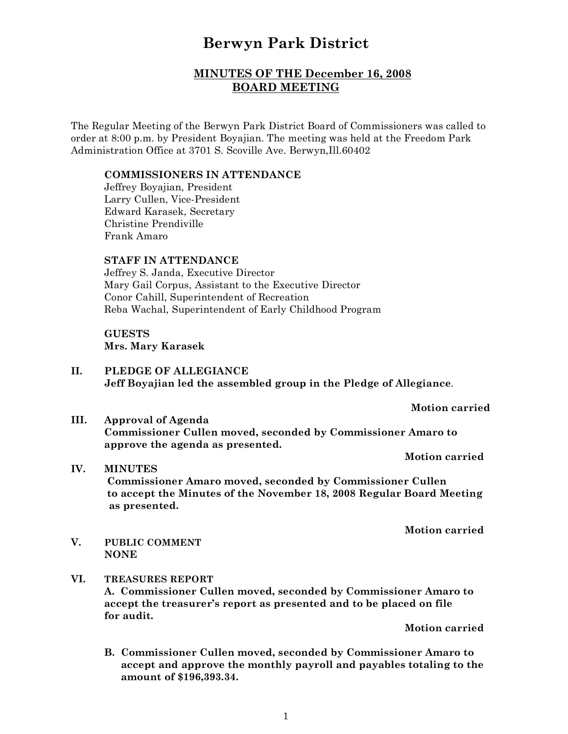# Berwyn Park District

## MINUTES OF THE December 16, 2008 BOARD MEETING

The Regular Meeting of the Berwyn Park District Board of Commissioners was called to order at 8:00 p.m. by President Boyajian. The meeting was held at the Freedom Park Administration Office at 3701 S. Scoville Ave. Berwyn,Ill.60402

**COMMISSIONERS IN ATTENDANCE**

Jeffrey Boyajian, President
Larry Cullen, Vice-President
Edward Karasek, Secretary
Christine Prendiville
Frank Amaro

**STAFF IN ATTENDANCE**

Jeffrey S. Janda, Executive Director
Mary Gail Corpus, Assistant to the Executive Director
Conor Cahill, Superintendent of Recreation
Reba Wachal, Superintendent of Early Childhood Program

**GUESTS**
**Mrs. Mary Karasek**

**II. PLEDGE OF ALLEGIANCE**
**Jeff Boyajian led the assembled group in the Pledge of Allegiance**.

**Motion carried**

**III. Approval of Agenda**
**Commissioner Cullen moved, seconded by Commissioner Amaro to approve the agenda as presented.**

**Motion carried**

**IV. MINUTES**
**Commissioner Amaro moved, seconded by Commissioner Cullen to accept the Minutes of the November 18, 2008 Regular Board Meeting as presented.**

**Motion carried**

**V. PUBLIC COMMENT**
**NONE**

**VI. TREASURES REPORT**

**A. Commissioner Cullen moved, seconded by Commissioner Amaro to accept the treasurer's report as presented and to be placed on file for audit.**

**Motion carried**

**B. Commissioner Cullen moved, seconded by Commissioner Amaro to accept and approve the monthly payroll and payables totaling to the amount of $196,393.34.**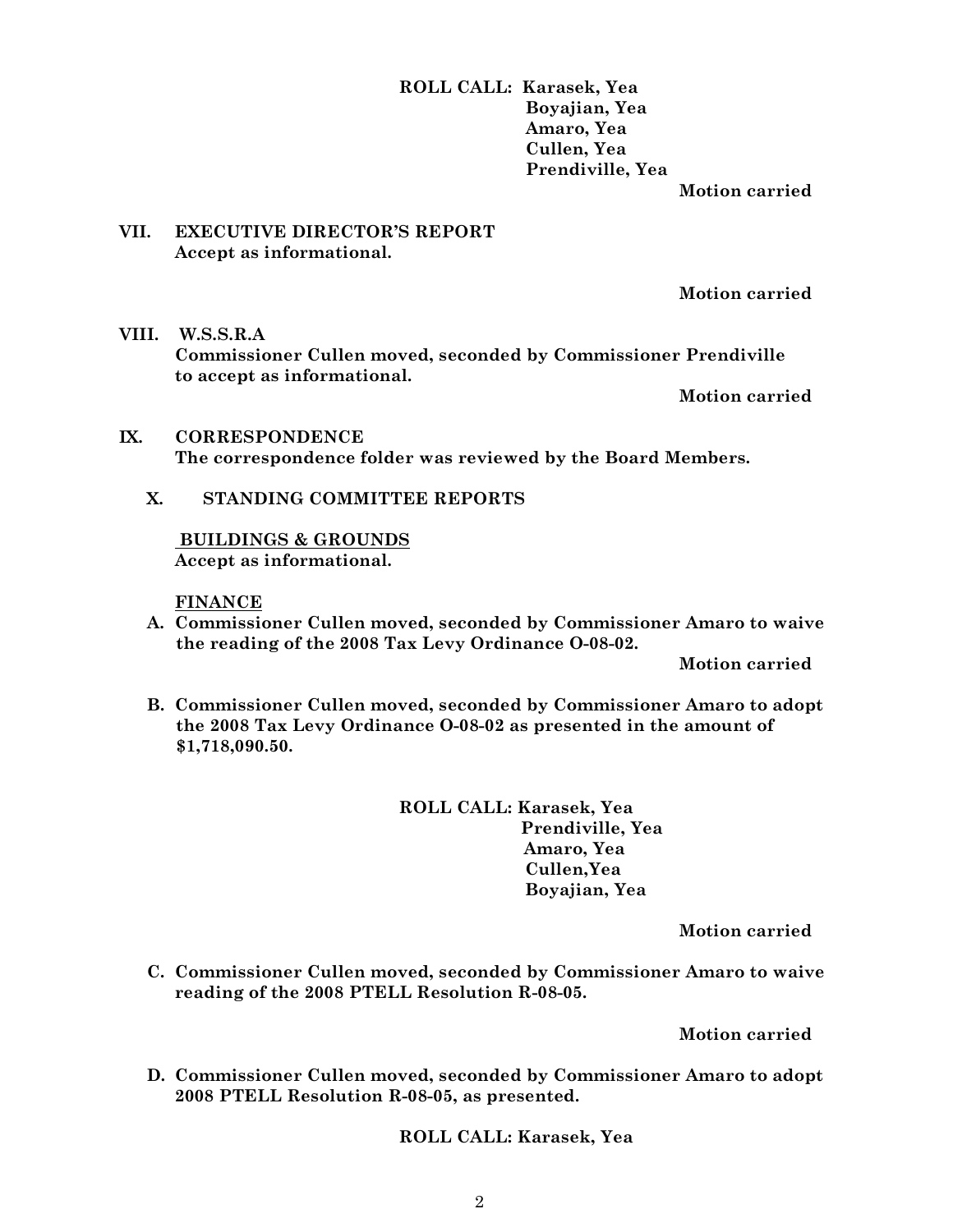**ROLL CALL: Karasek, Yea**
**Boyajian, Yea**
**Amaro, Yea**
**Cullen, Yea**
**Prendiville, Yea**

**Motion carried**

**VII. EXECUTIVE DIRECTOR'S REPORT**
**Accept as informational.**

**Motion carried**

**VIII. W.S.S.R.A**
**Commissioner Cullen moved, seconded by Commissioner Prendiville to accept as informational.**

**Motion carried**

**IX. CORRESPONDENCE**
**The correspondence folder was reviewed by the Board Members.**

**X. STANDING COMMITTEE REPORTS**

**BUILDINGS & GROUNDS**
**Accept as informational.**

**FINANCE**

**A. Commissioner Cullen moved, seconded by Commissioner Amaro to waive the reading of the 2008 Tax Levy Ordinance O-08-02.**

**Motion carried**

**B. Commissioner Cullen moved, seconded by Commissioner Amaro to adopt the 2008 Tax Levy Ordinance O-08-02 as presented in the amount of $1,718,090.50.**

**ROLL CALL: Karasek, Yea**
**Prendiville, Yea**
**Amaro, Yea**
**Cullen,Yea**
**Boyajian, Yea**

**Motion carried**

**C. Commissioner Cullen moved, seconded by Commissioner Amaro to waive reading of the 2008 PTELL Resolution R-08-05.**

**Motion carried**

**D. Commissioner Cullen moved, seconded by Commissioner Amaro to adopt 2008 PTELL Resolution R-08-05, as presented.**

**ROLL CALL: Karasek, Yea**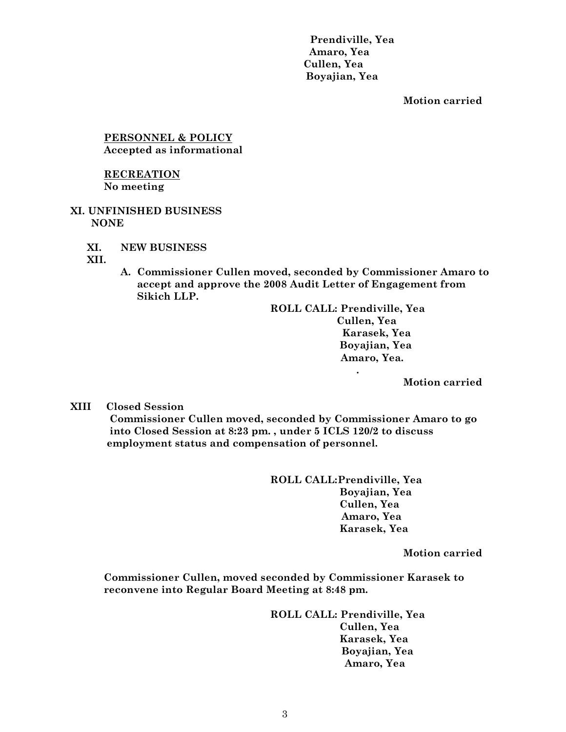**Prendiville, Yea**
**Amaro, Yea**
**Cullen, Yea**
**Boyajian, Yea**

**Motion carried**

**PERSONNEL & POLICY**
**Accepted as informational**

**RECREATION**
**No meeting**

**XI. UNFINISHED BUSINESS**
**NONE**

**XI. NEW BUSINESS**
**XII.**

**A. Commissioner Cullen moved, seconded by Commissioner Amaro to accept and approve the 2008 Audit Letter of Engagement from Sikich LLP.**

**ROLL CALL: Prendiville, Yea**
**Cullen, Yea**
**Karasek, Yea**
**Boyajian, Yea**
**Amaro, Yea.**
**.**

**Motion carried**

**XIII Closed Session**
**Commissioner Cullen moved, seconded by Commissioner Amaro to go into Closed Session at 8:23 pm. , under 5 ICLS 120/2 to discuss employment status and compensation of personnel.**

**ROLL CALL:Prendiville, Yea**
**Boyajian, Yea**
**Cullen, Yea**
**Amaro, Yea**
**Karasek, Yea**

**Motion carried**

**Commissioner Cullen, moved seconded by Commissioner Karasek to reconvene into Regular Board Meeting at 8:48 pm.**

**ROLL CALL: Prendiville, Yea**
**Cullen, Yea**
**Karasek, Yea**
**Boyajian, Yea**
**Amaro, Yea**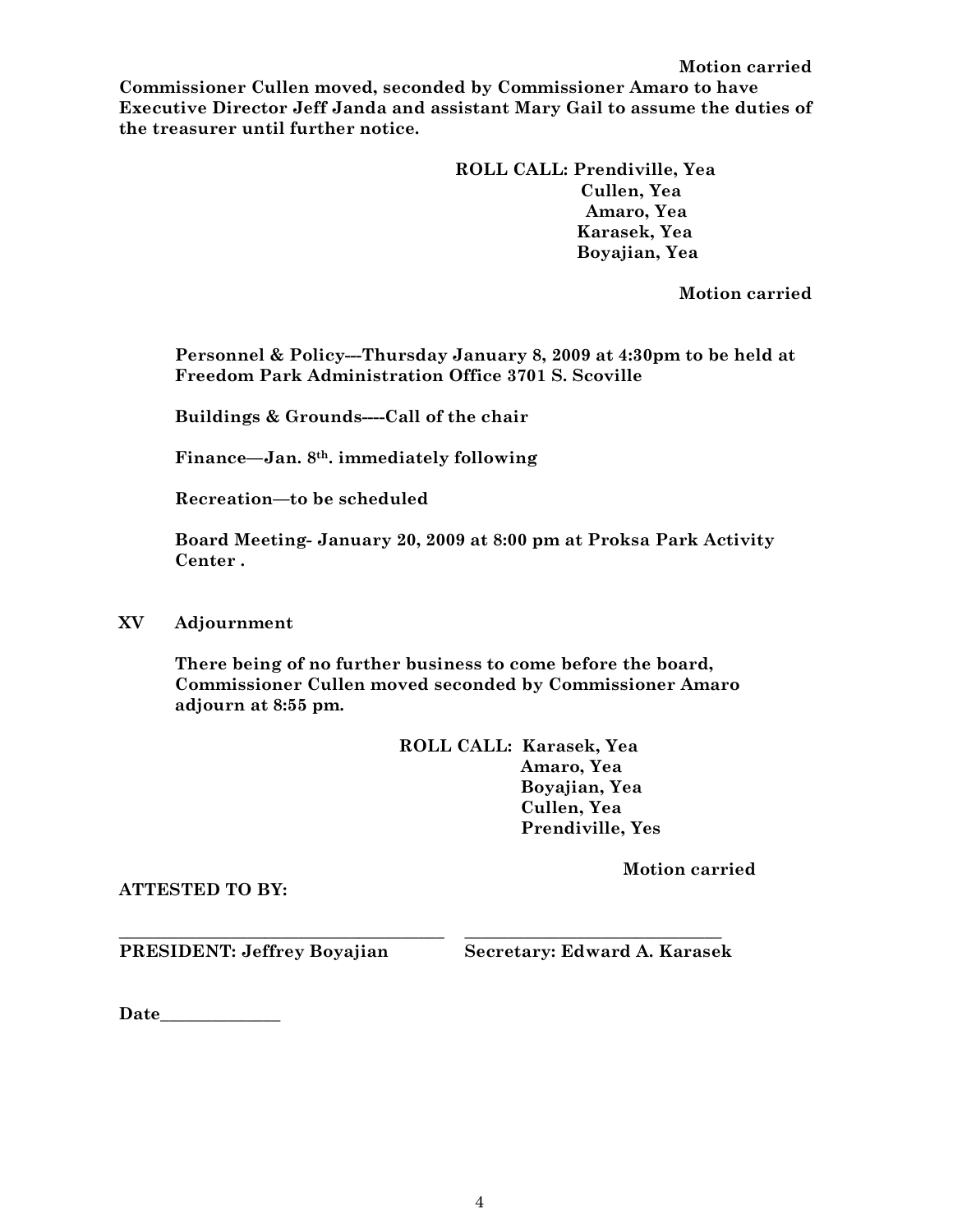**Motion carried**

**Commissioner Cullen moved, seconded by Commissioner Amaro to have Executive Director Jeff Janda and assistant Mary Gail to assume the duties of the treasurer until further notice.**

**ROLL CALL: Prendiville, Yea**
**Cullen, Yea**
**Amaro, Yea**
**Karasek, Yea**
**Boyajian, Yea**

**Motion carried**

**Personnel & Policy---Thursday January 8, 2009 at 4:30pm to be held at Freedom Park Administration Office 3701 S. Scoville**

**Buildings & Grounds----Call of the chair**

**Finance—Jan. 8th. immediately following**

**Recreation—to be scheduled**

**Board Meeting- January 20, 2009 at 8:00 pm at Proksa Park Activity Center .**

**XV Adjournment**

**There being of no further business to come before the board, Commissioner Cullen moved seconded by Commissioner Amaro adjourn at 8:55 pm.**

**ROLL CALL: Karasek, Yea**
**Amaro, Yea**
**Boyajian, Yea**
**Cullen, Yea**
**Prendiville, Yes**

**Motion carried**

**ATTESTED TO BY:**

**\_\_\_\_\_\_\_\_\_\_\_\_\_\_\_\_\_\_\_\_\_\_\_\_\_\_\_\_\_\_\_\_\_\_\_\_ \_\_\_\_\_\_\_\_\_\_\_\_\_\_\_\_\_\_\_\_\_\_\_\_\_\_\_\_\_\_**

**PRESIDENT: Jeffrey Boyajian        Secretary: Edward A. Karasek**

**Date\_\_\_\_\_\_\_\_\_\_\_\_\_\_**